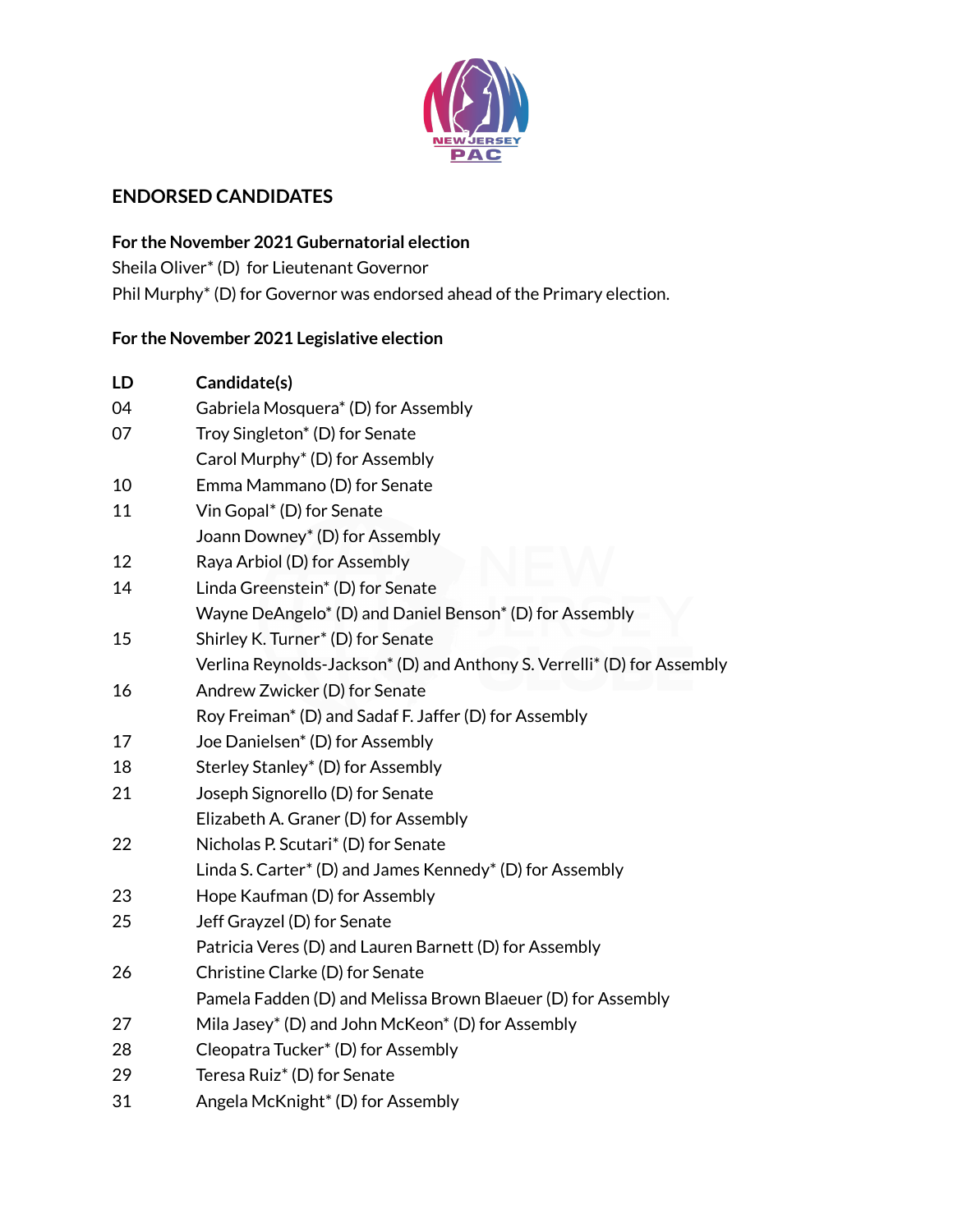## ENDORSED CANDIDATES

**For the November 2021 Gubernatorial election**

Sheila Oliver* (D) for Lieutenant Governor

Phil Murphy* (D) for Governor was endorsed ahead of the Primary election.

**For the November 2021 Legislative election**

| LD | Candidate(s) |
|---|---|
| 04 | Gabriela Mosquera* (D) for Assembly |
| 07 | Troy Singleton* (D) for Senate |
| | Carol Murphy* (D) for Assembly |
| 10 | Emma Mammano (D) for Senate |
| 11 | Vin Gopal* (D) for Senate |
| | Joann Downey* (D) for Assembly |
| 12 | Raya Arbiol (D) for Assembly |
| 14 | Linda Greenstein* (D) for Senate |
| | Wayne DeAngelo* (D) and Daniel Benson* (D) for Assembly |
| 15 | Shirley K. Turner* (D) for Senate |
| | Verlina Reynolds-Jackson* (D) and Anthony S. Verrelli* (D) for Assembly |
| 16 | Andrew Zwicker (D) for Senate |
| | Roy Freiman* (D) and Sadaf F. Jaffer (D) for Assembly |
| 17 | Joe Danielsen* (D) for Assembly |
| 18 | Sterley Stanley* (D) for Assembly |
| 21 | Joseph Signorello (D) for Senate |
| | Elizabeth A. Graner (D) for Assembly |
| 22 | Nicholas P. Scutari* (D) for Senate |
| | Linda S. Carter* (D) and James Kennedy* (D) for Assembly |
| 23 | Hope Kaufman (D) for Assembly |
| 25 | Jeff Grayzel (D) for Senate |
| | Patricia Veres (D) and Lauren Barnett (D) for Assembly |
| 26 | Christine Clarke (D) for Senate |
| | Pamela Fadden (D) and Melissa Brown Blaeuer (D) for Assembly |
| 27 | Mila Jasey* (D) and John McKeon* (D) for Assembly |
| 28 | Cleopatra Tucker* (D) for Assembly |
| 29 | Teresa Ruiz* (D) for Senate |
| 31 | Angela McKnight* (D) for Assembly |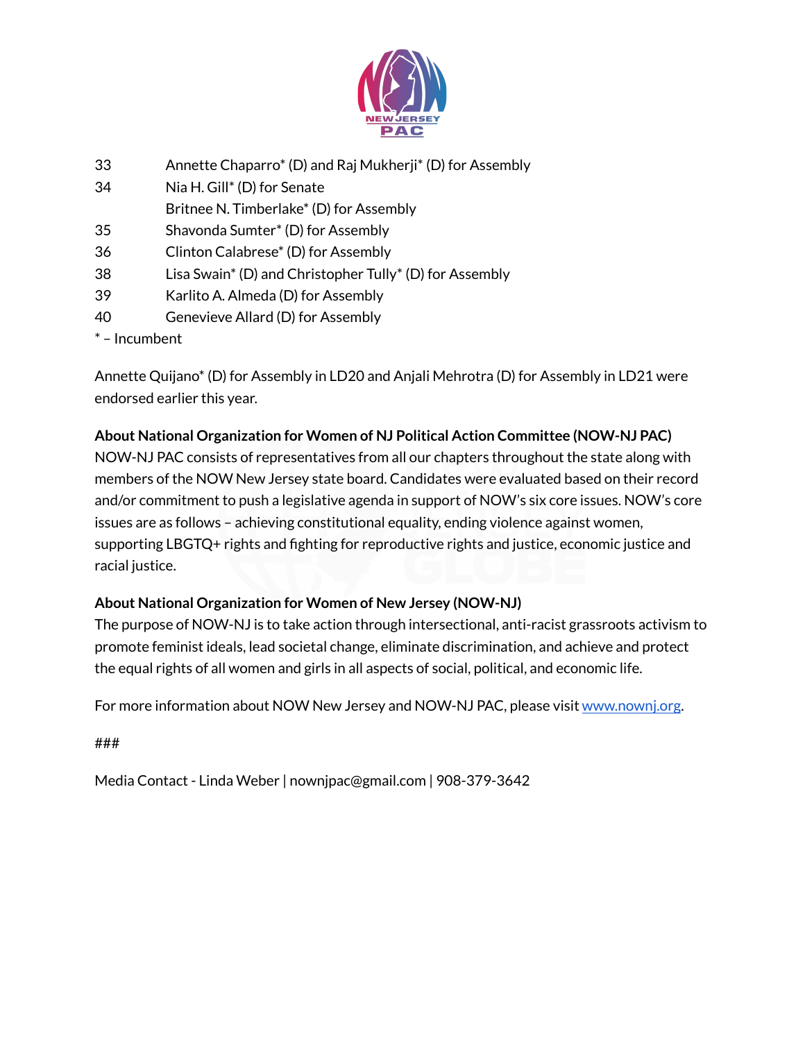| | |
|---|---|
| 33 | Annette Chaparro* (D) and Raj Mukherji* (D) for Assembly |
| 34 | Nia H. Gill* (D) for Senate |
| | Britnee N. Timberlake* (D) for Assembly |
| 35 | Shavonda Sumter* (D) for Assembly |
| 36 | Clinton Calabrese* (D) for Assembly |
| 38 | Lisa Swain* (D) and Christopher Tully* (D) for Assembly |
| 39 | Karlito A. Almeda (D) for Assembly |
| 40 | Genevieve Allard (D) for Assembly |

* – Incumbent

Annette Quijano* (D) for Assembly in LD20 and Anjali Mehrotra (D) for Assembly in LD21 were endorsed earlier this year.

**About National Organization for Women of NJ Political Action Committee (NOW-NJ PAC)**
NOW-NJ PAC consists of representatives from all our chapters throughout the state along with members of the NOW New Jersey state board. Candidates were evaluated based on their record and/or commitment to push a legislative agenda in support of NOW's six core issues. NOW's core issues are as follows – achieving constitutional equality, ending violence against women, supporting LBGTQ+ rights and fighting for reproductive rights and justice, economic justice and racial justice.

**About National Organization for Women of New Jersey (NOW-NJ)**
The purpose of NOW-NJ is to take action through intersectional, anti-racist grassroots activism to promote feminist ideals, lead societal change, eliminate discrimination, and achieve and protect the equal rights of all women and girls in all aspects of social, political, and economic life.

For more information about NOW New Jersey and NOW-NJ PAC, please visit [www.nownj.org](http://www.nownj.org).

###

Media Contact - Linda Weber | nownjpac@gmail.com | 908-379-3642